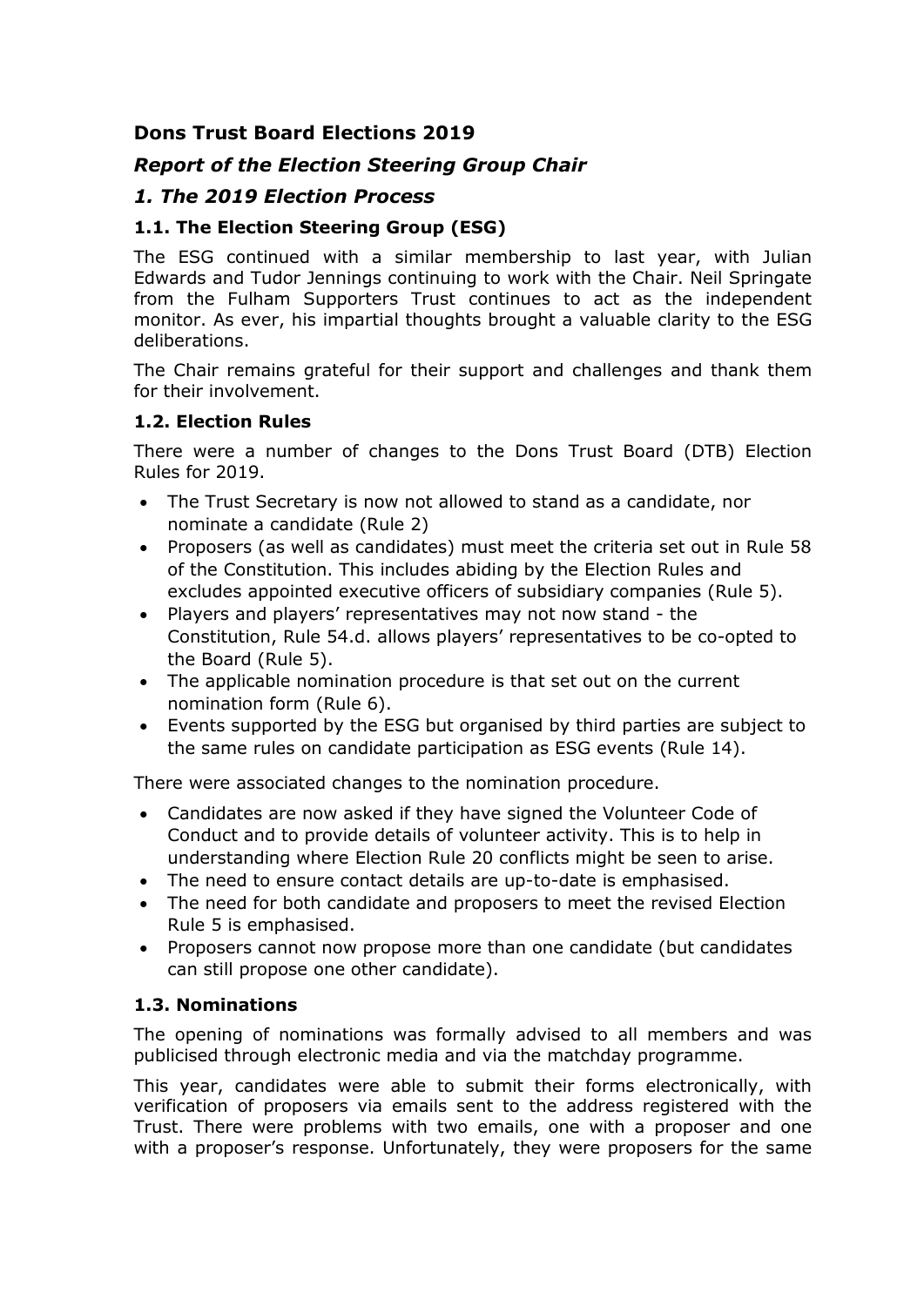## Dons Trust Board Elections 2019

### *Report of the Election Steering Group Chair*

### *1. The 2019 Election Process*

#### 1.1. The Election Steering Group (ESG)

The ESG continued with a similar membership to last year, with Julian Edwards and Tudor Jennings continuing to work with the Chair. Neil Springate from the Fulham Supporters Trust continues to act as the independent monitor. As ever, his impartial thoughts brought a valuable clarity to the ESG deliberations.

The Chair remains grateful for their support and challenges and thank them for their involvement.

#### 1.2. Election Rules

There were a number of changes to the Dons Trust Board (DTB) Election Rules for 2019.

- The Trust Secretary is now not allowed to stand as a candidate, nor nominate a candidate (Rule 2)
- Proposers (as well as candidates) must meet the criteria set out in Rule 58 of the Constitution. This includes abiding by the Election Rules and excludes appointed executive officers of subsidiary companies (Rule 5).
- Players and players' representatives may not now stand - the Constitution, Rule 54.d. allows players' representatives to be co-opted to the Board (Rule 5).
- The applicable nomination procedure is that set out on the current nomination form (Rule 6).
- Events supported by the ESG but organised by third parties are subject to the same rules on candidate participation as ESG events (Rule 14).

There were associated changes to the nomination procedure.

- Candidates are now asked if they have signed the Volunteer Code of Conduct and to provide details of volunteer activity. This is to help in understanding where Election Rule 20 conflicts might be seen to arise.
- The need to ensure contact details are up-to-date is emphasised.
- The need for both candidate and proposers to meet the revised Election Rule 5 is emphasised.
- Proposers cannot now propose more than one candidate (but candidates can still propose one other candidate).

#### 1.3. Nominations

The opening of nominations was formally advised to all members and was publicised through electronic media and via the matchday programme.

This year, candidates were able to submit their forms electronically, with verification of proposers via emails sent to the address registered with the Trust. There were problems with two emails, one with a proposer and one with a proposer's response. Unfortunately, they were proposers for the same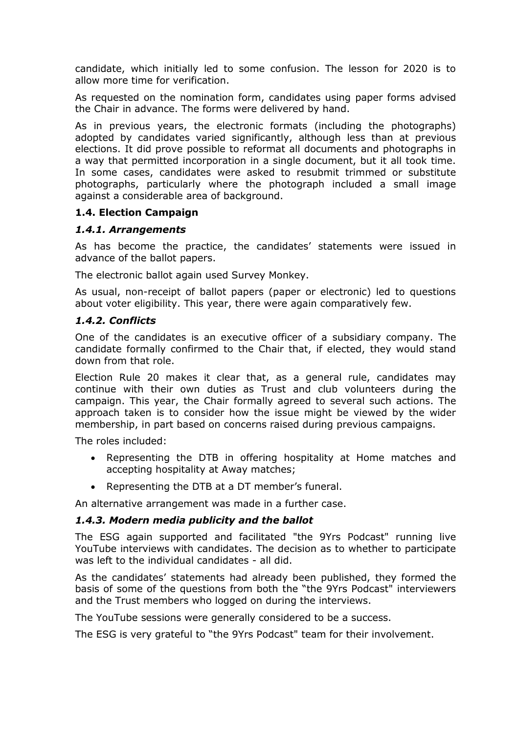candidate, which initially led to some confusion. The lesson for 2020 is to allow more time for verification.

As requested on the nomination form, candidates using paper forms advised the Chair in advance. The forms were delivered by hand.

As in previous years, the electronic formats (including the photographs) adopted by candidates varied significantly, although less than at previous elections. It did prove possible to reformat all documents and photographs in a way that permitted incorporation in a single document, but it all took time. In some cases, candidates were asked to resubmit trimmed or substitute photographs, particularly where the photograph included a small image against a considerable area of background.

### 1.4. Election Campaign

#### *1.4.1. Arrangements*

As has become the practice, the candidates' statements were issued in advance of the ballot papers.

The electronic ballot again used Survey Monkey.

As usual, non-receipt of ballot papers (paper or electronic) led to questions about voter eligibility. This year, there were again comparatively few.

#### *1.4.2. Conflicts*

One of the candidates is an executive officer of a subsidiary company. The candidate formally confirmed to the Chair that, if elected, they would stand down from that role.

Election Rule 20 makes it clear that, as a general rule, candidates may continue with their own duties as Trust and club volunteers during the campaign. This year, the Chair formally agreed to several such actions. The approach taken is to consider how the issue might be viewed by the wider membership, in part based on concerns raised during previous campaigns.

The roles included:

- Representing the DTB in offering hospitality at Home matches and accepting hospitality at Away matches;
- Representing the DTB at a DT member's funeral.

An alternative arrangement was made in a further case.

#### *1.4.3. Modern media publicity and the ballot*

The ESG again supported and facilitated "the 9Yrs Podcast" running live YouTube interviews with candidates. The decision as to whether to participate was left to the individual candidates - all did.

As the candidates' statements had already been published, they formed the basis of some of the questions from both the "the 9Yrs Podcast" interviewers and the Trust members who logged on during the interviews.

The YouTube sessions were generally considered to be a success.

The ESG is very grateful to "the 9Yrs Podcast" team for their involvement.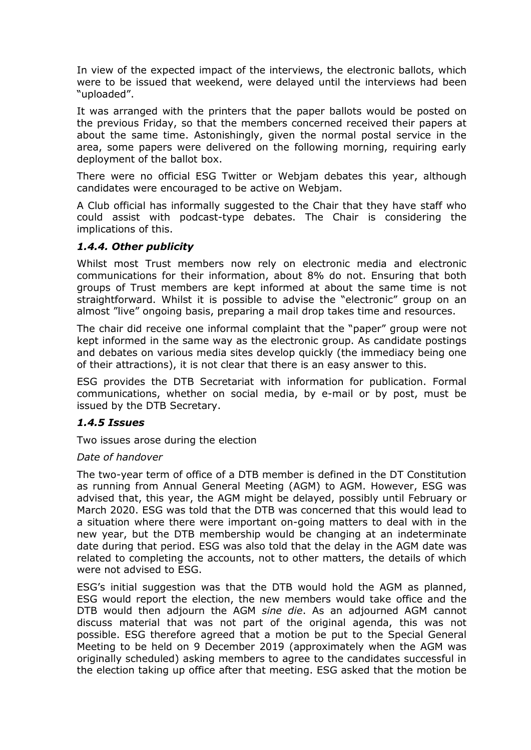In view of the expected impact of the interviews, the electronic ballots, which were to be issued that weekend, were delayed until the interviews had been "uploaded".

It was arranged with the printers that the paper ballots would be posted on the previous Friday, so that the members concerned received their papers at about the same time. Astonishingly, given the normal postal service in the area, some papers were delivered on the following morning, requiring early deployment of the ballot box.

There were no official ESG Twitter or Webjam debates this year, although candidates were encouraged to be active on Webjam.

A Club official has informally suggested to the Chair that they have staff who could assist with podcast-type debates. The Chair is considering the implications of this.

### *1.4.4. Other publicity*

Whilst most Trust members now rely on electronic media and electronic communications for their information, about 8% do not. Ensuring that both groups of Trust members are kept informed at about the same time is not straightforward. Whilst it is possible to advise the "electronic" group on an almost "live" ongoing basis, preparing a mail drop takes time and resources.

The chair did receive one informal complaint that the "paper" group were not kept informed in the same way as the electronic group. As candidate postings and debates on various media sites develop quickly (the immediacy being one of their attractions), it is not clear that there is an easy answer to this.

ESG provides the DTB Secretariat with information for publication. Formal communications, whether on social media, by e-mail or by post, must be issued by the DTB Secretary.

### *1.4.5 Issues*

Two issues arose during the election

*Date of handover*

The two-year term of office of a DTB member is defined in the DT Constitution as running from Annual General Meeting (AGM) to AGM. However, ESG was advised that, this year, the AGM might be delayed, possibly until February or March 2020. ESG was told that the DTB was concerned that this would lead to a situation where there were important on-going matters to deal with in the new year, but the DTB membership would be changing at an indeterminate date during that period. ESG was also told that the delay in the AGM date was related to completing the accounts, not to other matters, the details of which were not advised to ESG.

ESG's initial suggestion was that the DTB would hold the AGM as planned, ESG would report the election, the new members would take office and the DTB would then adjourn the AGM *sine die*. As an adjourned AGM cannot discuss material that was not part of the original agenda, this was not possible. ESG therefore agreed that a motion be put to the Special General Meeting to be held on 9 December 2019 (approximately when the AGM was originally scheduled) asking members to agree to the candidates successful in the election taking up office after that meeting. ESG asked that the motion be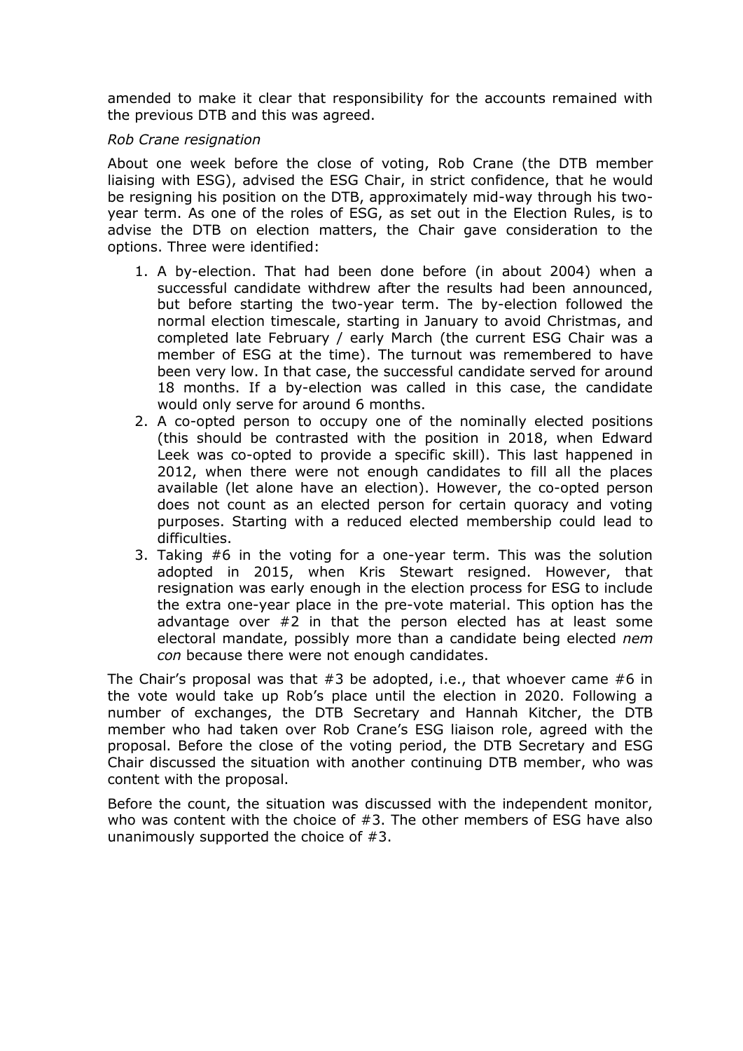amended to make it clear that responsibility for the accounts remained with the previous DTB and this was agreed.

*Rob Crane resignation*

About one week before the close of voting, Rob Crane (the DTB member liaising with ESG), advised the ESG Chair, in strict confidence, that he would be resigning his position on the DTB, approximately mid-way through his two-year term. As one of the roles of ESG, as set out in the Election Rules, is to advise the DTB on election matters, the Chair gave consideration to the options. Three were identified:

1. A by-election. That had been done before (in about 2004) when a successful candidate withdrew after the results had been announced, but before starting the two-year term. The by-election followed the normal election timescale, starting in January to avoid Christmas, and completed late February / early March (the current ESG Chair was a member of ESG at the time). The turnout was remembered to have been very low. In that case, the successful candidate served for around 18 months. If a by-election was called in this case, the candidate would only serve for around 6 months.
2. A co-opted person to occupy one of the nominally elected positions (this should be contrasted with the position in 2018, when Edward Leek was co-opted to provide a specific skill). This last happened in 2012, when there were not enough candidates to fill all the places available (let alone have an election). However, the co-opted person does not count as an elected person for certain quoracy and voting purposes. Starting with a reduced elected membership could lead to difficulties.
3. Taking #6 in the voting for a one-year term. This was the solution adopted in 2015, when Kris Stewart resigned. However, that resignation was early enough in the election process for ESG to include the extra one-year place in the pre-vote material. This option has the advantage over #2 in that the person elected has at least some electoral mandate, possibly more than a candidate being elected *nem con* because there were not enough candidates.

The Chair's proposal was that #3 be adopted, i.e., that whoever came #6 in the vote would take up Rob's place until the election in 2020. Following a number of exchanges, the DTB Secretary and Hannah Kitcher, the DTB member who had taken over Rob Crane's ESG liaison role, agreed with the proposal. Before the close of the voting period, the DTB Secretary and ESG Chair discussed the situation with another continuing DTB member, who was content with the proposal.

Before the count, the situation was discussed with the independent monitor, who was content with the choice of #3. The other members of ESG have also unanimously supported the choice of #3.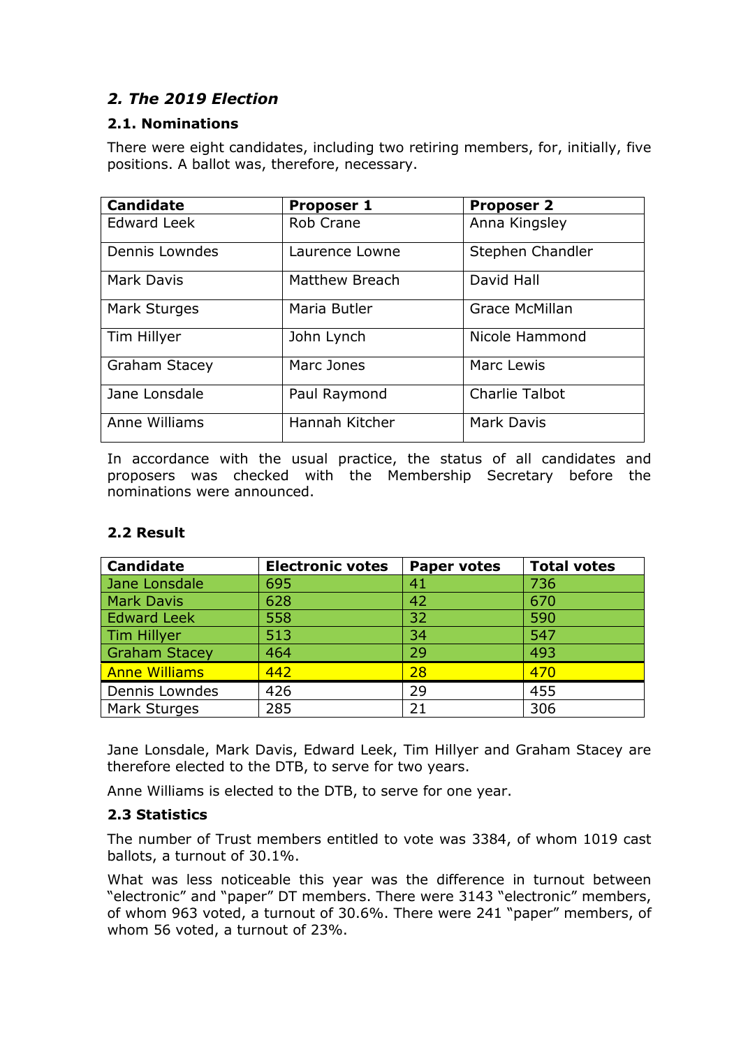## *2. The 2019 Election*

### 2.1. Nominations

There were eight candidates, including two retiring members, for, initially, five positions. A ballot was, therefore, necessary.

| Candidate | Proposer 1 | Proposer 2 |
|---|---|---|
| Edward Leek | Rob Crane | Anna Kingsley |
| Dennis Lowndes | Laurence Lowne | Stephen Chandler |
| Mark Davis | Matthew Breach | David Hall |
| Mark Sturges | Maria Butler | Grace McMillan |
| Tim Hillyer | John Lynch | Nicole Hammond |
| Graham Stacey | Marc Jones | Marc Lewis |
| Jane Lonsdale | Paul Raymond | Charlie Talbot |
| Anne Williams | Hannah Kitcher | Mark Davis |

In accordance with the usual practice, the status of all candidates and proposers was checked with the Membership Secretary before the nominations were announced.

### 2.2 Result

| Candidate | Electronic votes | Paper votes | Total votes |
|---|---|---|---|
| Jane Lonsdale | 695 | 41 | 736 |
| Mark Davis | 628 | 42 | 670 |
| Edward Leek | 558 | 32 | 590 |
| Tim Hillyer | 513 | 34 | 547 |
| Graham Stacey | 464 | 29 | 493 |
| Anne Williams | 442 | 28 | 470 |
| Dennis Lowndes | 426 | 29 | 455 |
| Mark Sturges | 285 | 21 | 306 |

Jane Lonsdale, Mark Davis, Edward Leek, Tim Hillyer and Graham Stacey are therefore elected to the DTB, to serve for two years.

Anne Williams is elected to the DTB, to serve for one year.

### 2.3 Statistics

The number of Trust members entitled to vote was 3384, of whom 1019 cast ballots, a turnout of 30.1%.

What was less noticeable this year was the difference in turnout between "electronic" and "paper" DT members. There were 3143 "electronic" members, of whom 963 voted, a turnout of 30.6%. There were 241 "paper" members, of whom 56 voted, a turnout of 23%.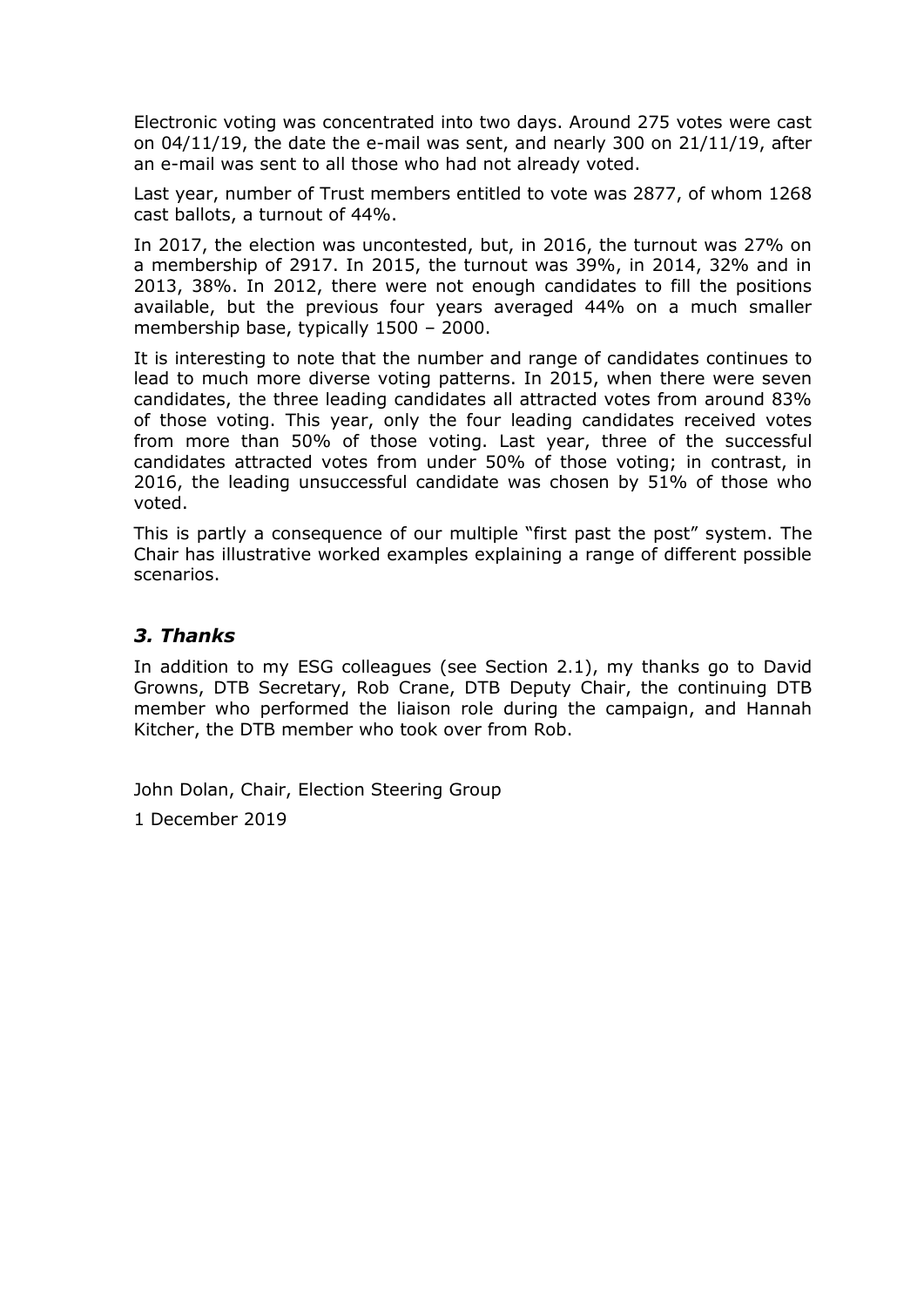Electronic voting was concentrated into two days. Around 275 votes were cast on 04/11/19, the date the e-mail was sent, and nearly 300 on 21/11/19, after an e-mail was sent to all those who had not already voted.

Last year, number of Trust members entitled to vote was 2877, of whom 1268 cast ballots, a turnout of 44%.

In 2017, the election was uncontested, but, in 2016, the turnout was 27% on a membership of 2917. In 2015, the turnout was 39%, in 2014, 32% and in 2013, 38%. In 2012, there were not enough candidates to fill the positions available, but the previous four years averaged 44% on a much smaller membership base, typically 1500 – 2000.

It is interesting to note that the number and range of candidates continues to lead to much more diverse voting patterns. In 2015, when there were seven candidates, the three leading candidates all attracted votes from around 83% of those voting. This year, only the four leading candidates received votes from more than 50% of those voting. Last year, three of the successful candidates attracted votes from under 50% of those voting; in contrast, in 2016, the leading unsuccessful candidate was chosen by 51% of those who voted.

This is partly a consequence of our multiple "first past the post" system. The Chair has illustrative worked examples explaining a range of different possible scenarios.

## *3. Thanks*

In addition to my ESG colleagues (see Section 2.1), my thanks go to David Growns, DTB Secretary, Rob Crane, DTB Deputy Chair, the continuing DTB member who performed the liaison role during the campaign, and Hannah Kitcher, the DTB member who took over from Rob.

John Dolan, Chair, Election Steering Group

1 December 2019